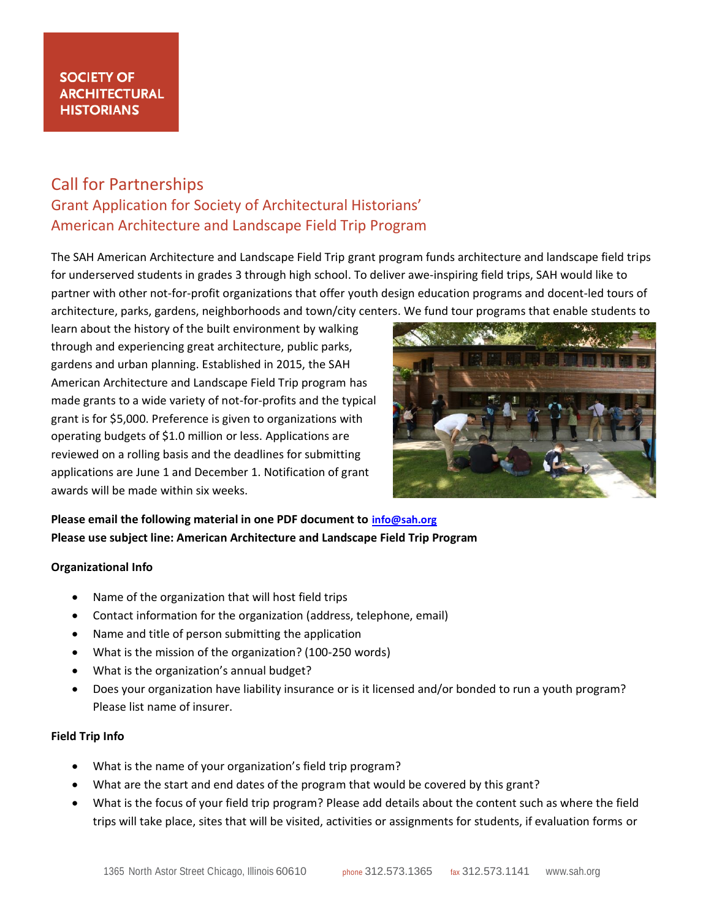SOCIETY OF ARCHITECTURAL HISTORIANS

# Call for Partnerships

## Grant Application for Society of Architectural Historians' American Architecture and Landscape Field Trip Program

The SAH American Architecture and Landscape Field Trip grant program funds architecture and landscape field trips for underserved students in grades 3 through high school. To deliver awe-inspiring field trips, SAH would like to partner with other not-for-profit organizations that offer youth design education programs and docent-led tours of architecture, parks, gardens, neighborhoods and town/city centers. We fund tour programs that enable students to learn about the history of the built environment by walking through and experiencing great architecture, public parks, gardens and urban planning. Established in 2015, the SAH American Architecture and Landscape Field Trip program has made grants to a wide variety of not-for-profits and the typical grant is for $5,000. Preference is given to organizations with operating budgets of $1.0 million or less. Applications are reviewed on a rolling basis and the deadlines for submitting applications are June 1 and December 1. Notification of grant awards will be made within six weeks.

**Please email the following material in one PDF document to info@sah.org**
**Please use subject line: American Architecture and Landscape Field Trip Program**

**Organizational Info**

- Name of the organization that will host field trips
- Contact information for the organization (address, telephone, email)
- Name and title of person submitting the application
- What is the mission of the organization? (100-250 words)
- What is the organization's annual budget?
- Does your organization have liability insurance or is it licensed and/or bonded to run a youth program? Please list name of insurer.

**Field Trip Info**

- What is the name of your organization's field trip program?
- What are the start and end dates of the program that would be covered by this grant?
- What is the focus of your field trip program? Please add details about the content such as where the field trips will take place, sites that will be visited, activities or assignments for students, if evaluation forms or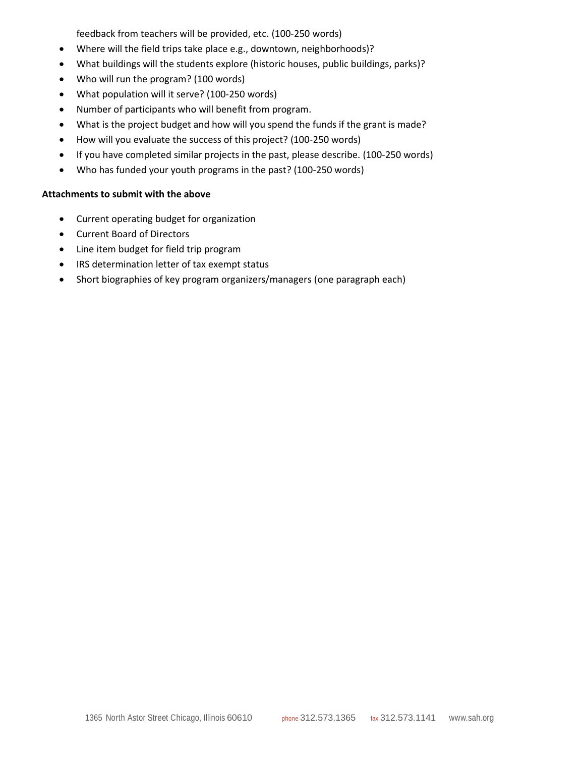feedback from teachers will be provided, etc. (100-250 words)

- Where will the field trips take place e.g., downtown, neighborhoods)?
- What buildings will the students explore (historic houses, public buildings, parks)?
- Who will run the program? (100 words)
- What population will it serve? (100-250 words)
- Number of participants who will benefit from program.
- What is the project budget and how will you spend the funds if the grant is made?
- How will you evaluate the success of this project? (100-250 words)
- If you have completed similar projects in the past, please describe. (100-250 words)
- Who has funded your youth programs in the past? (100-250 words)

**Attachments to submit with the above**

- Current operating budget for organization
- Current Board of Directors
- Line item budget for field trip program
- IRS determination letter of tax exempt status
- Short biographies of key program organizers/managers (one paragraph each)